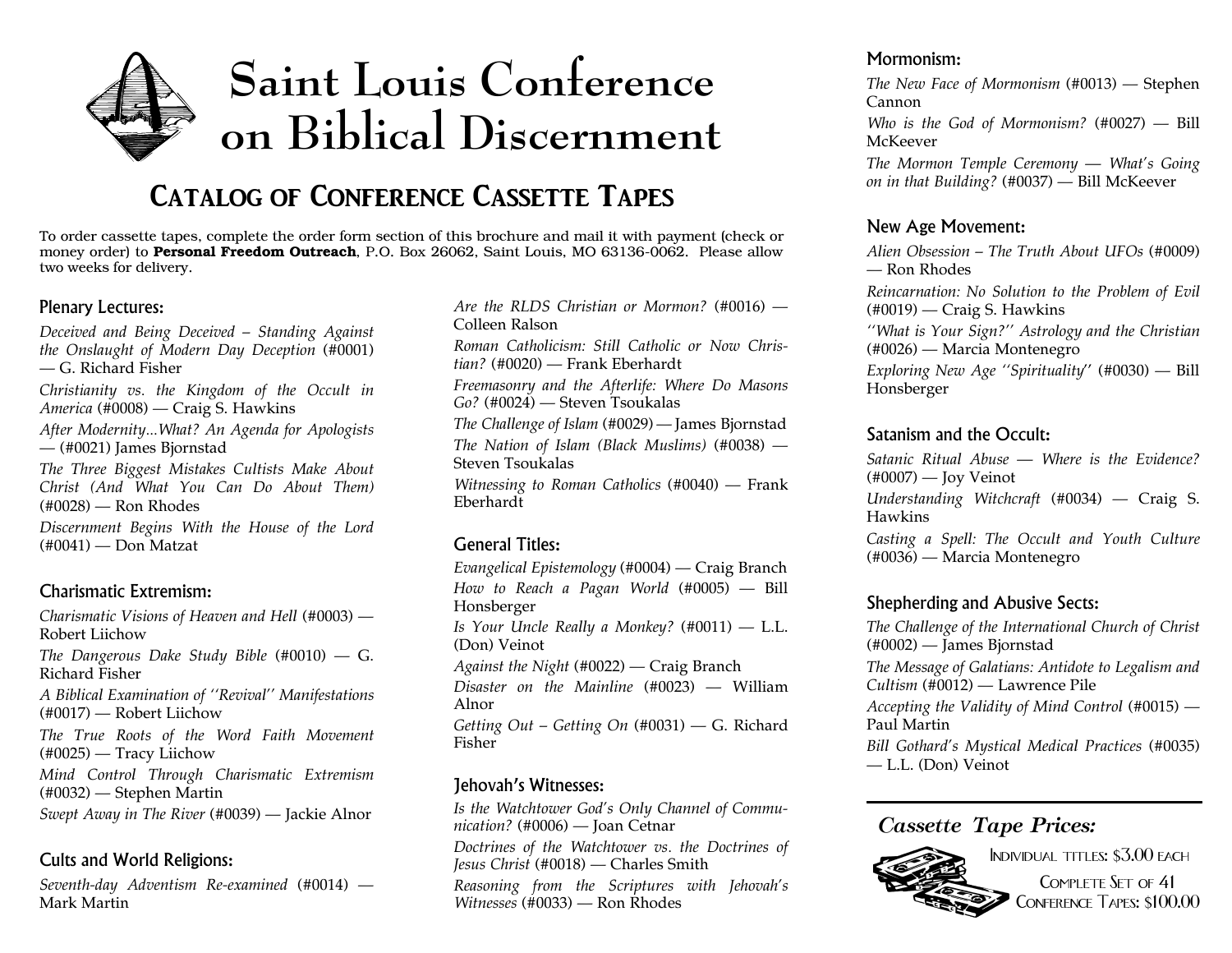# Saint Louis Conference on Biblical Discernment

## Catalog of Conference Cassette Tapes

To order cassette tapes, complete the order form section of this brochure and mail it with payment (check or money order) to **Personal Freedom Outreach**, P.O. Box 26062, Saint Louis, MO 63136-0062. Please allow two weeks for delivery.

### Plenary Lectures:

*Deceived and Being Deceived – Standing Against the Onslaught of Modern Day Deception* (#0001) — G. Richard Fisher

*Christianity vs. the Kingdom of the Occult in America* (#0008) — Craig S. Hawkins

*After Modernity...What? An Agenda for Apologists* — (#0021) James Bjornstad

*The Three Biggest Mistakes Cultists Make About Christ (And What You Can Do About Them)* (#0028) — Ron Rhodes

*Discernment Begins With the House of the Lord* (#0041) — Don Matzat

### Charismatic Extremism:

*Charismatic Visions of Heaven and Hell* (#0003) — Robert Liichow

*The Dangerous Dake Study Bible* (#0010) — G. Richard Fisher

*A Biblical Examination of ''Revival'' Manifestations* (#0017) — Robert Liichow

*The True Roots of the Word Faith Movement* (#0025) — Tracy Liichow

*Mind Control Through Charismatic Extremism* (#0032) — Stephen Martin

*Swept Away in The River* (#0039) — Jackie Alnor

### Cults and World Religions:

*Seventh-day Adventism Re-examined* (#0014) — Mark Martin

*Are the RLDS Christian or Mormon?* (#0016) — Colleen Ralson

*Roman Catholicism: Still Catholic or Now Christian?* (#0020) — Frank Eberhardt

*Freemasonry and the Afterlife: Where Do Masons Go?* (#0024) — Steven Tsoukalas

*The Challenge of Islam* (#0029) — James Bjornstad

*The Nation of Islam (Black Muslims)* (#0038) — Steven Tsoukalas

*Witnessing to Roman Catholics* (#0040) — Frank Eberhardt

### General Titles:

*Evangelical Epistemology* (#0004) — Craig Branch

*How to Reach a Pagan World* (#0005) — Bill Honsberger

*Is Your Uncle Really a Monkey?* (#0011) — L.L. (Don) Veinot

*Against the Night* (#0022) — Craig Branch

*Disaster on the Mainline* (#0023) — William Alnor

*Getting Out – Getting On* (#0031) — G. Richard Fisher

### Jehovah's Witnesses:

*Is the Watchtower God's Only Channel of Communication?* (#0006) — Joan Cetnar

*Doctrines of the Watchtower vs. the Doctrines of Jesus Christ* (#0018) — Charles Smith

*Reasoning from the Scriptures with Jehovah's Witnesses* (#0033) — Ron Rhodes

### Mormonism:

*The New Face of Mormonism* (#0013) — Stephen Cannon

*Who is the God of Mormonism?* (#0027) — Bill McKeever

*The Mormon Temple Ceremony — What's Going on in that Building?* (#0037) — Bill McKeever

### New Age Movement:

*Alien Obsession – The Truth About UFOs* (#0009) — Ron Rhodes

*Reincarnation: No Solution to the Problem of Evil* (#0019) — Craig S. Hawkins

*''What is Your Sign?'' Astrology and the Christian* (#0026) — Marcia Montenegro

*Exploring New Age ''Spirituality''* (#0030) — Bill Honsberger

### Satanism and the Occult:

*Satanic Ritual Abuse — Where is the Evidence?* (#0007) — Joy Veinot

*Understanding Witchcraft* (#0034) — Craig S. Hawkins

*Casting a Spell: The Occult and Youth Culture* (#0036) — Marcia Montenegro

### Shepherding and Abusive Sects:

*The Challenge of the International Church of Christ* (#0002) — James Bjornstad

*The Message of Galatians: Antidote to Legalism and Cultism* (#0012) — Lawrence Pile

*Accepting the Validity of Mind Control* (#0015) — Paul Martin

*Bill Gothard's Mystical Medical Practices* (#0035) — L.L. (Don) Veinot

### *Cassette Tape Prices:*

Individual titles: $3.00 each

Complete Set of 41 Conference Tapes: $100.00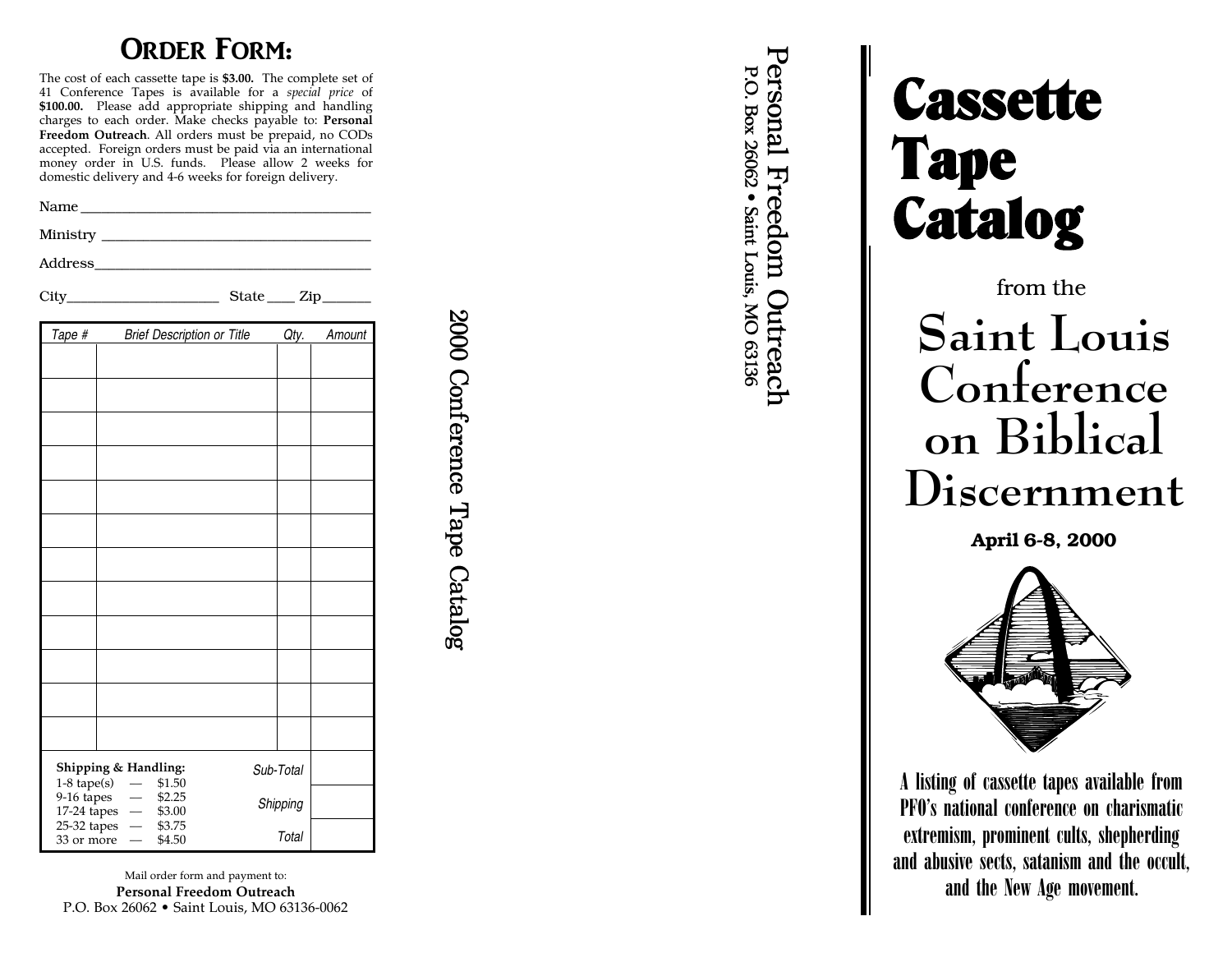# Order Form:

The cost of each cassette tape is **$3.00.** The complete set of 41 Conference Tapes is available for a *special price* of **$100.00.** Please add appropriate shipping and handling charges to each order. Make checks payable to: **Personal Freedom Outreach**. All orders must be prepaid, no CODs accepted. Foreign orders must be paid via an international money order in U.S. funds. Please allow 2 weeks for domestic delivery and 4-6 weeks for foreign delivery.

Name ______________________________________

Ministry ____________________________________

Address_____________________________________

City____________________ State ____ Zip______

| *Tape #* | *Brief Description or Title* | *Qty.* | *Amount* |
|---|---|---|---|
| | | | |
| | | | |
| | | | |
| | | | |
| | | | |
| | | | |
| | | | |
| | | | |
| | | | |
| | | | |
| | | | |
| | | | |

| **Shipping & Handling:** | | |
|---|---|---|
| 1-8 tape(s) — $1.50 | *Sub-Total* | |
| 9-16 tapes — $2.25 | | |
| 17-24 tapes — $3.00 | *Shipping* | |
| 25-32 tapes — $3.75 | | |
| 33 or more — $4.50 | *Total* | |

Mail order form and payment to:
**Personal Freedom Outreach**
P.O. Box 26062 • Saint Louis, MO 63136-0062

2000 Conference Tape Catalog

Personal Freedom Outreach
P.O. Box 26062 • Saint Louis, MO 63136

# Cassette Tape Catalog

from the

## Saint Louis Conference on Biblical Discernment

**April 6-8, 2000**

**A listing of cassette tapes available from PFO's national conference on charismatic extremism, prominent cults, shepherding and abusive sects, satanism and the occult, and the New Age movement.**